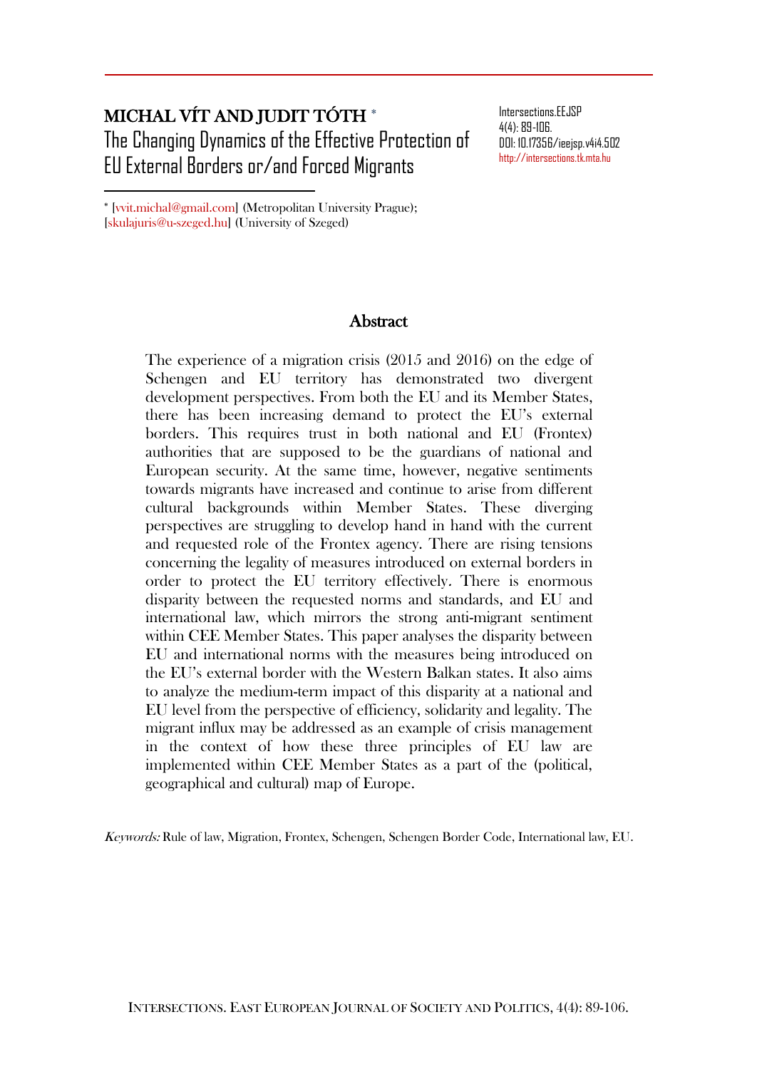# MICHAL VÍT AND JUDIT TÓTH *

## The Changing Dynamics of the Effective Protection of EU External Borders or/and Forced Migrants

Intersections.EEJSP
4(4): 89-106.
DOI: 10.17356/ieejsp.v4i4.502
http://intersections.tk.mta.hu

* [vvit.michal@gmail.com] (Metropolitan University Prague); [skulajuris@u-szeged.hu] (University of Szeged)

## Abstract

The experience of a migration crisis (2015 and 2016) on the edge of Schengen and EU territory has demonstrated two divergent development perspectives. From both the EU and its Member States, there has been increasing demand to protect the EU's external borders. This requires trust in both national and EU (Frontex) authorities that are supposed to be the guardians of national and European security. At the same time, however, negative sentiments towards migrants have increased and continue to arise from different cultural backgrounds within Member States. These diverging perspectives are struggling to develop hand in hand with the current and requested role of the Frontex agency. There are rising tensions concerning the legality of measures introduced on external borders in order to protect the EU territory effectively. There is enormous disparity between the requested norms and standards, and EU and international law, which mirrors the strong anti-migrant sentiment within CEE Member States. This paper analyses the disparity between EU and international norms with the measures being introduced on the EU's external border with the Western Balkan states. It also aims to analyze the medium-term impact of this disparity at a national and EU level from the perspective of efficiency, solidarity and legality. The migrant influx may be addressed as an example of crisis management in the context of how these three principles of EU law are implemented within CEE Member States as a part of the (political, geographical and cultural) map of Europe.

*Keywords:* Rule of law, Migration, Frontex, Schengen, Schengen Border Code, International law, EU.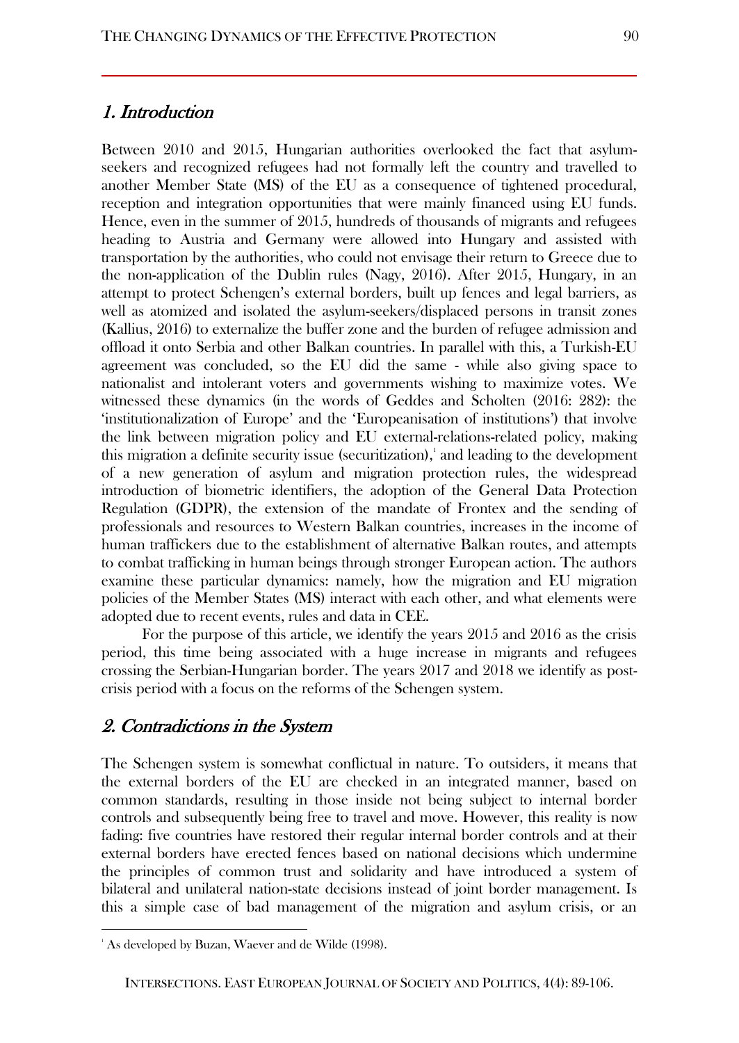## *1. Introduction*

Between 2010 and 2015, Hungarian authorities overlooked the fact that asylum-seekers and recognized refugees had not formally left the country and travelled to another Member State (MS) of the EU as a consequence of tightened procedural, reception and integration opportunities that were mainly financed using EU funds. Hence, even in the summer of 2015, hundreds of thousands of migrants and refugees heading to Austria and Germany were allowed into Hungary and assisted with transportation by the authorities, who could not envisage their return to Greece due to the non-application of the Dublin rules (Nagy, 2016). After 2015, Hungary, in an attempt to protect Schengen's external borders, built up fences and legal barriers, as well as atomized and isolated the asylum-seekers/displaced persons in transit zones (Kallius, 2016) to externalize the buffer zone and the burden of refugee admission and offload it onto Serbia and other Balkan countries. In parallel with this, a Turkish-EU agreement was concluded, so the EU did the same - while also giving space to nationalist and intolerant voters and governments wishing to maximize votes. We witnessed these dynamics (in the words of Geddes and Scholten (2016: 282): the 'institutionalization of Europe' and the 'Europeanisation of institutions') that involve the link between migration policy and EU external-relations-related policy, making this migration a definite security issue (securitization),[1] and leading to the development of a new generation of asylum and migration protection rules, the widespread introduction of biometric identifiers, the adoption of the General Data Protection Regulation (GDPR), the extension of the mandate of Frontex and the sending of professionals and resources to Western Balkan countries, increases in the income of human traffickers due to the establishment of alternative Balkan routes, and attempts to combat trafficking in human beings through stronger European action. The authors examine these particular dynamics: namely, how the migration and EU migration policies of the Member States (MS) interact with each other, and what elements were adopted due to recent events, rules and data in CEE.

For the purpose of this article, we identify the years 2015 and 2016 as the crisis period, this time being associated with a huge increase in migrants and refugees crossing the Serbian-Hungarian border. The years 2017 and 2018 we identify as post-crisis period with a focus on the reforms of the Schengen system.

## *2. Contradictions in the System*

The Schengen system is somewhat conflictual in nature. To outsiders, it means that the external borders of the EU are checked in an integrated manner, based on common standards, resulting in those inside not being subject to internal border controls and subsequently being free to travel and move. However, this reality is now fading: five countries have restored their regular internal border controls and at their external borders have erected fences based on national decisions which undermine the principles of common trust and solidarity and have introduced a system of bilateral and unilateral nation-state decisions instead of joint border management. Is this a simple case of bad management of the migration and asylum crisis, or an

[1] As developed by Buzan, Waever and de Wilde (1998).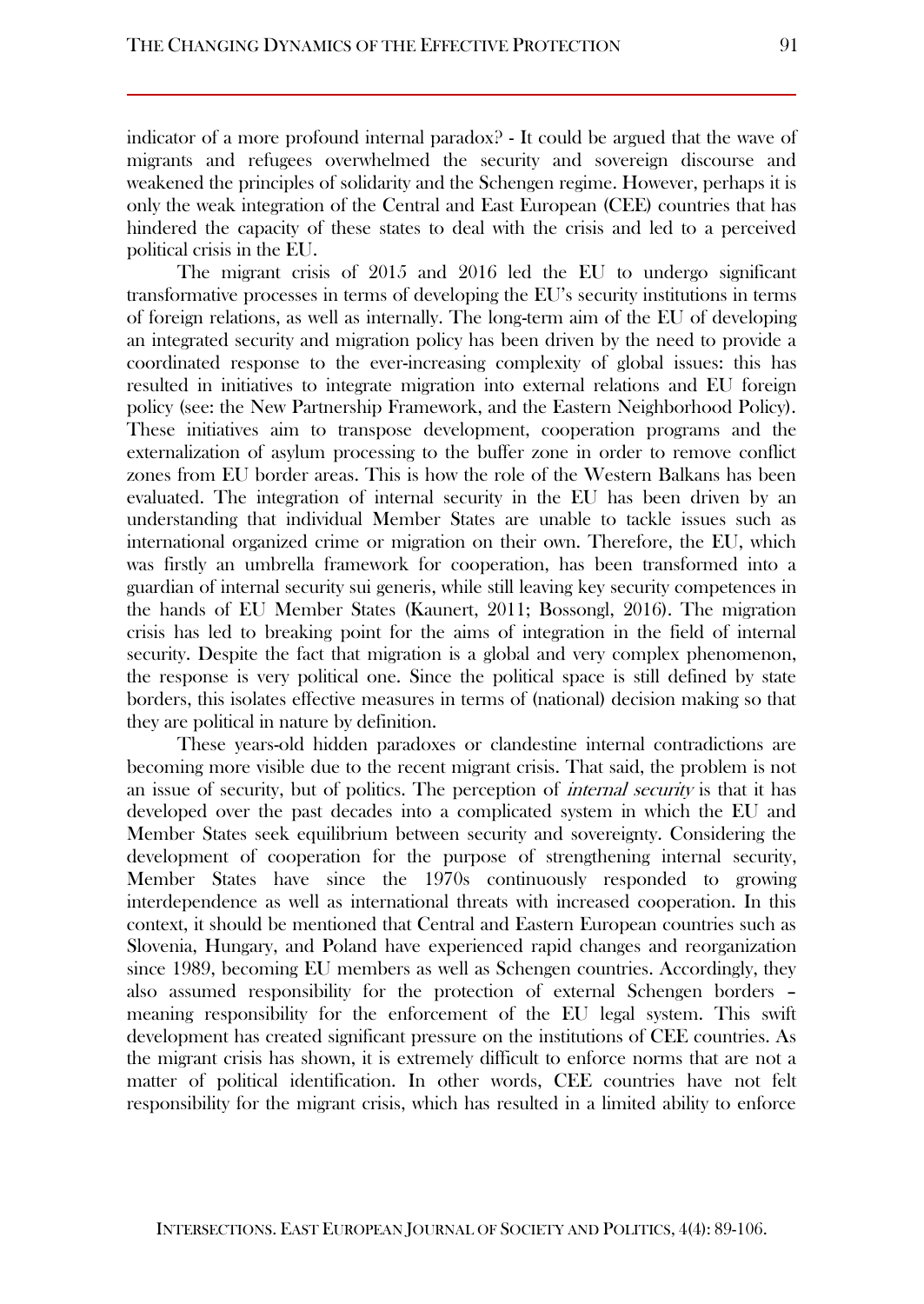indicator of a more profound internal paradox? - It could be argued that the wave of migrants and refugees overwhelmed the security and sovereign discourse and weakened the principles of solidarity and the Schengen regime. However, perhaps it is only the weak integration of the Central and East European (CEE) countries that has hindered the capacity of these states to deal with the crisis and led to a perceived political crisis in the EU.

The migrant crisis of 2015 and 2016 led the EU to undergo significant transformative processes in terms of developing the EU's security institutions in terms of foreign relations, as well as internally. The long-term aim of the EU of developing an integrated security and migration policy has been driven by the need to provide a coordinated response to the ever-increasing complexity of global issues: this has resulted in initiatives to integrate migration into external relations and EU foreign policy (see: the New Partnership Framework, and the Eastern Neighborhood Policy). These initiatives aim to transpose development, cooperation programs and the externalization of asylum processing to the buffer zone in order to remove conflict zones from EU border areas. This is how the role of the Western Balkans has been evaluated. The integration of internal security in the EU has been driven by an understanding that individual Member States are unable to tackle issues such as international organized crime or migration on their own. Therefore, the EU, which was firstly an umbrella framework for cooperation, has been transformed into a guardian of internal security sui generis, while still leaving key security competences in the hands of EU Member States (Kaunert, 2011; Bossongl, 2016). The migration crisis has led to breaking point for the aims of integration in the field of internal security. Despite the fact that migration is a global and very complex phenomenon, the response is very political one. Since the political space is still defined by state borders, this isolates effective measures in terms of (national) decision making so that they are political in nature by definition.

These years-old hidden paradoxes or clandestine internal contradictions are becoming more visible due to the recent migrant crisis. That said, the problem is not an issue of security, but of politics. The perception of *internal security* is that it has developed over the past decades into a complicated system in which the EU and Member States seek equilibrium between security and sovereignty. Considering the development of cooperation for the purpose of strengthening internal security, Member States have since the 1970s continuously responded to growing interdependence as well as international threats with increased cooperation. In this context, it should be mentioned that Central and Eastern European countries such as Slovenia, Hungary, and Poland have experienced rapid changes and reorganization since 1989, becoming EU members as well as Schengen countries. Accordingly, they also assumed responsibility for the protection of external Schengen borders – meaning responsibility for the enforcement of the EU legal system. This swift development has created significant pressure on the institutions of CEE countries. As the migrant crisis has shown, it is extremely difficult to enforce norms that are not a matter of political identification. In other words, CEE countries have not felt responsibility for the migrant crisis, which has resulted in a limited ability to enforce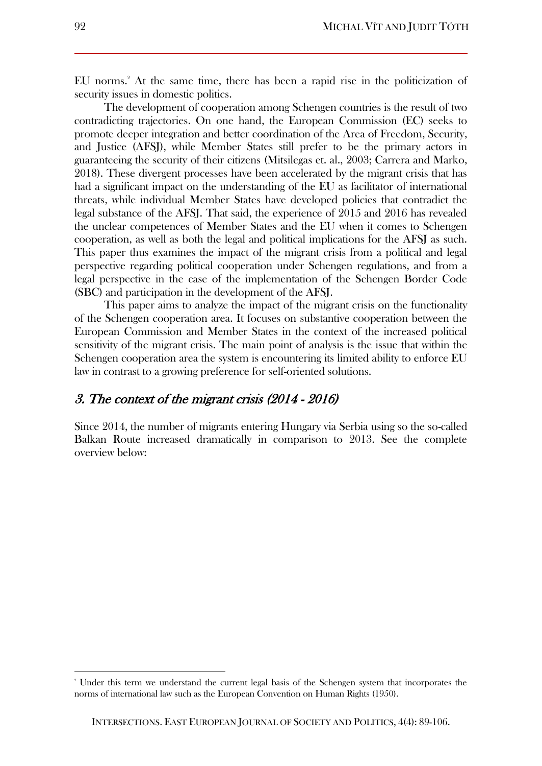EU norms.[2] At the same time, there has been a rapid rise in the politicization of security issues in domestic politics.

The development of cooperation among Schengen countries is the result of two contradicting trajectories. On one hand, the European Commission (EC) seeks to promote deeper integration and better coordination of the Area of Freedom, Security, and Justice (AFSJ), while Member States still prefer to be the primary actors in guaranteeing the security of their citizens (Mitsilegas et. al., 2003; Carrera and Marko, 2018). These divergent processes have been accelerated by the migrant crisis that has had a significant impact on the understanding of the EU as facilitator of international threats, while individual Member States have developed policies that contradict the legal substance of the AFSJ. That said, the experience of 2015 and 2016 has revealed the unclear competences of Member States and the EU when it comes to Schengen cooperation, as well as both the legal and political implications for the AFSJ as such. This paper thus examines the impact of the migrant crisis from a political and legal perspective regarding political cooperation under Schengen regulations, and from a legal perspective in the case of the implementation of the Schengen Border Code (SBC) and participation in the development of the AFSJ.

This paper aims to analyze the impact of the migrant crisis on the functionality of the Schengen cooperation area. It focuses on substantive cooperation between the European Commission and Member States in the context of the increased political sensitivity of the migrant crisis. The main point of analysis is the issue that within the Schengen cooperation area the system is encountering its limited ability to enforce EU law in contrast to a growing preference for self-oriented solutions.

## *3. The context of the migrant crisis (2014 - 2016)*

Since 2014, the number of migrants entering Hungary via Serbia using so the so-called Balkan Route increased dramatically in comparison to 2013. See the complete overview below:

[2] Under this term we understand the current legal basis of the Schengen system that incorporates the norms of international law such as the European Convention on Human Rights (1950).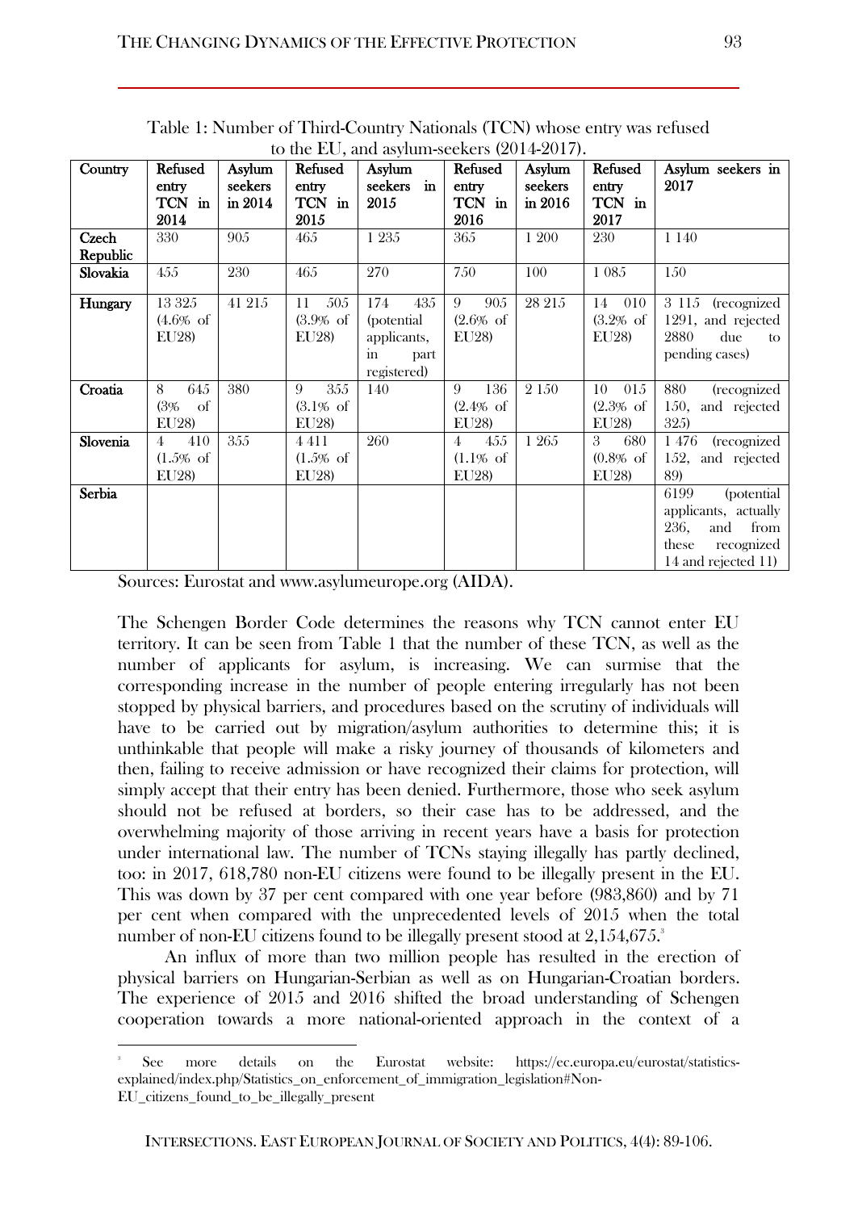Table 1: Number of Third-Country Nationals (TCN) whose entry was refused to the EU, and asylum-seekers (2014-2017).

| Country | Refused entry TCN in 2014 | Asylum seekers in 2014 | Refused entry TCN in 2015 | Asylum seekers in 2015 | Refused entry TCN in 2016 | Asylum seekers in 2016 | Refused entry TCN in 2017 | Asylum seekers in 2017 |
|---|---|---|---|---|---|---|---|---|
| Czech Republic | 330 | 905 | 465 | 1 235 | 365 | 1 200 | 230 | 1 140 |
| Slovakia | 455 | 230 | 465 | 270 | 750 | 100 | 1 085 | 150 |
| Hungary | 13 325 (4.6% of EU28) | 41 215 | 11 505 (3.9% of EU28) | 174 435 (potential applicants, in part registered) | 9 905 (2.6% of EU28) | 28 215 | 14 010 (3.2% of EU28) | 3 115 (recognized 1291, and rejected 2880 due to pending cases) |
| Croatia | 8 645 (3% of EU28) | 380 | 9 355 (3.1% of EU28) | 140 | 9 136 (2.4% of EU28) | 2 150 | 10 015 (2.3% of EU28) | 880 (recognized 150, and rejected 325) |
| Slovenia | 4 410 (1.5% of EU28) | 355 | 4 411 (1.5% of EU28) | 260 | 4 455 (1.1% of EU28) | 1 265 | 3 680 (0.8% of EU28) | 1 476 (recognized 152, and rejected 89) |
| Serbia | | | | | | | | 6199 (potential applicants, actually 236, and from these recognized 14 and rejected 11) |

Sources: Eurostat and www.asylumeurope.org (AIDA).

The Schengen Border Code determines the reasons why TCN cannot enter EU territory. It can be seen from Table 1 that the number of these TCN, as well as the number of applicants for asylum, is increasing. We can surmise that the corresponding increase in the number of people entering irregularly has not been stopped by physical barriers, and procedures based on the scrutiny of individuals will have to be carried out by migration/asylum authorities to determine this; it is unthinkable that people will make a risky journey of thousands of kilometers and then, failing to receive admission or have recognized their claims for protection, will simply accept that their entry has been denied. Furthermore, those who seek asylum should not be refused at borders, so their case has to be addressed, and the overwhelming majority of those arriving in recent years have a basis for protection under international law. The number of TCNs staying illegally has partly declined, too: in 2017, 618,780 non-EU citizens were found to be illegally present in the EU. This was down by 37 per cent compared with one year before (983,860) and by 71 per cent when compared with the unprecedented levels of 2015 when the total number of non-EU citizens found to be illegally present stood at 2,154,675.[3]

An influx of more than two million people has resulted in the erection of physical barriers on Hungarian-Serbian as well as on Hungarian-Croatian borders. The experience of 2015 and 2016 shifted the broad understanding of Schengen cooperation towards a more national-oriented approach in the context of a

[3] See more details on the Eurostat website: https://ec.europa.eu/eurostat/statistics-explained/index.php/Statistics_on_enforcement_of_immigration_legislation#Non-EU_citizens_found_to_be_illegally_present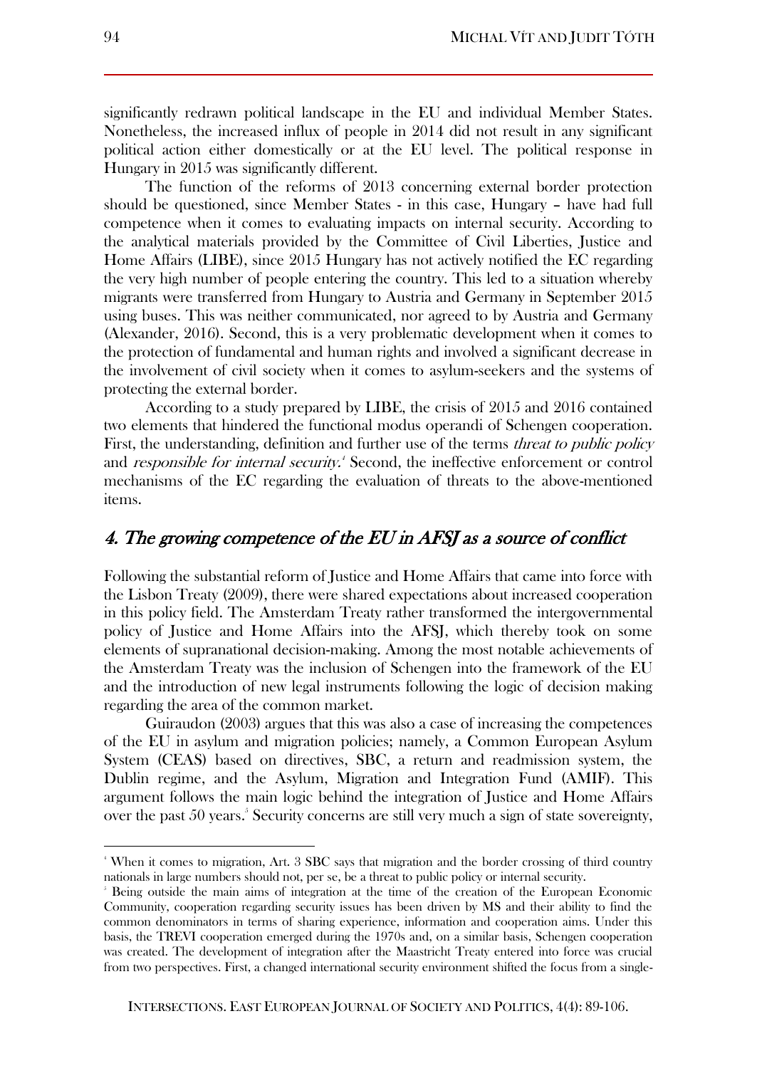significantly redrawn political landscape in the EU and individual Member States. Nonetheless, the increased influx of people in 2014 did not result in any significant political action either domestically or at the EU level. The political response in Hungary in 2015 was significantly different.

The function of the reforms of 2013 concerning external border protection should be questioned, since Member States - in this case, Hungary – have had full competence when it comes to evaluating impacts on internal security. According to the analytical materials provided by the Committee of Civil Liberties, Justice and Home Affairs (LIBE), since 2015 Hungary has not actively notified the EC regarding the very high number of people entering the country. This led to a situation whereby migrants were transferred from Hungary to Austria and Germany in September 2015 using buses. This was neither communicated, nor agreed to by Austria and Germany (Alexander, 2016). Second, this is a very problematic development when it comes to the protection of fundamental and human rights and involved a significant decrease in the involvement of civil society when it comes to asylum-seekers and the systems of protecting the external border.

According to a study prepared by LIBE, the crisis of 2015 and 2016 contained two elements that hindered the functional modus operandi of Schengen cooperation. First, the understanding, definition and further use of the terms *threat to public policy* and *responsible for internal security*.[4] Second, the ineffective enforcement or control mechanisms of the EC regarding the evaluation of threats to the above-mentioned items.

## *4. The growing competence of the EU in AFSJ as a source of conflict*

Following the substantial reform of Justice and Home Affairs that came into force with the Lisbon Treaty (2009), there were shared expectations about increased cooperation in this policy field. The Amsterdam Treaty rather transformed the intergovernmental policy of Justice and Home Affairs into the AFSJ, which thereby took on some elements of supranational decision-making. Among the most notable achievements of the Amsterdam Treaty was the inclusion of Schengen into the framework of the EU and the introduction of new legal instruments following the logic of decision making regarding the area of the common market.

Guiraudon (2003) argues that this was also a case of increasing the competences of the EU in asylum and migration policies; namely, a Common European Asylum System (CEAS) based on directives, SBC, a return and readmission system, the Dublin regime, and the Asylum, Migration and Integration Fund (AMIF). This argument follows the main logic behind the integration of Justice and Home Affairs over the past 50 years.[5] Security concerns are still very much a sign of state sovereignty,

---

[4] When it comes to migration, Art. 3 SBC says that migration and the border crossing of third country nationals in large numbers should not, per se, be a threat to public policy or internal security.

[5] Being outside the main aims of integration at the time of the creation of the European Economic Community, cooperation regarding security issues has been driven by MS and their ability to find the common denominators in terms of sharing experience, information and cooperation aims. Under this basis, the TREVI cooperation emerged during the 1970s and, on a similar basis, Schengen cooperation was created. The development of integration after the Maastricht Treaty entered into force was crucial from two perspectives. First, a changed international security environment shifted the focus from a single-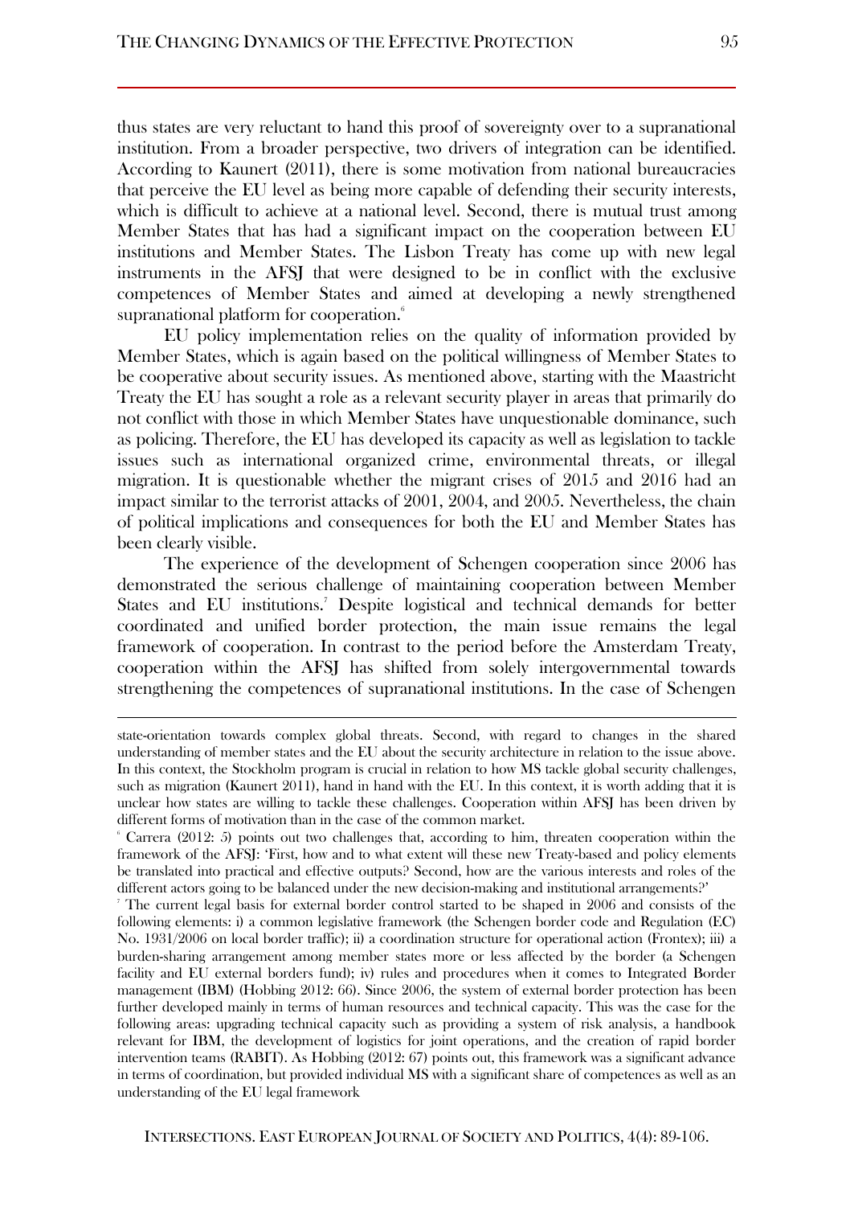thus states are very reluctant to hand this proof of sovereignty over to a supranational institution. From a broader perspective, two drivers of integration can be identified. According to Kaunert (2011), there is some motivation from national bureaucracies that perceive the EU level as being more capable of defending their security interests, which is difficult to achieve at a national level. Second, there is mutual trust among Member States that has had a significant impact on the cooperation between EU institutions and Member States. The Lisbon Treaty has come up with new legal instruments in the AFSJ that were designed to be in conflict with the exclusive competences of Member States and aimed at developing a newly strengthened supranational platform for cooperation.[6]

EU policy implementation relies on the quality of information provided by Member States, which is again based on the political willingness of Member States to be cooperative about security issues. As mentioned above, starting with the Maastricht Treaty the EU has sought a role as a relevant security player in areas that primarily do not conflict with those in which Member States have unquestionable dominance, such as policing. Therefore, the EU has developed its capacity as well as legislation to tackle issues such as international organized crime, environmental threats, or illegal migration. It is questionable whether the migrant crises of 2015 and 2016 had an impact similar to the terrorist attacks of 2001, 2004, and 2005. Nevertheless, the chain of political implications and consequences for both the EU and Member States has been clearly visible.

The experience of the development of Schengen cooperation since 2006 has demonstrated the serious challenge of maintaining cooperation between Member States and EU institutions.[7] Despite logistical and technical demands for better coordinated and unified border protection, the main issue remains the legal framework of cooperation. In contrast to the period before the Amsterdam Treaty, cooperation within the AFSJ has shifted from solely intergovernmental towards strengthening the competences of supranational institutions. In the case of Schengen

---

state-orientation towards complex global threats. Second, with regard to changes in the shared understanding of member states and the EU about the security architecture in relation to the issue above. In this context, the Stockholm program is crucial in relation to how MS tackle global security challenges, such as migration (Kaunert 2011), hand in hand with the EU. In this context, it is worth adding that it is unclear how states are willing to tackle these challenges. Cooperation within AFSJ has been driven by different forms of motivation than in the case of the common market.

[6] Carrera (2012: 5) points out two challenges that, according to him, threaten cooperation within the framework of the AFSJ: 'First, how and to what extent will these new Treaty-based and policy elements be translated into practical and effective outputs? Second, how are the various interests and roles of the different actors going to be balanced under the new decision-making and institutional arrangements?'

[7] The current legal basis for external border control started to be shaped in 2006 and consists of the following elements: i) a common legislative framework (the Schengen border code and Regulation (EC) No. 1931/2006 on local border traffic); ii) a coordination structure for operational action (Frontex); iii) a burden-sharing arrangement among member states more or less affected by the border (a Schengen facility and EU external borders fund); iv) rules and procedures when it comes to Integrated Border management (IBM) (Hobbing 2012: 66). Since 2006, the system of external border protection has been further developed mainly in terms of human resources and technical capacity. This was the case for the following areas: upgrading technical capacity such as providing a system of risk analysis, a handbook relevant for IBM, the development of logistics for joint operations, and the creation of rapid border intervention teams (RABIT). As Hobbing (2012: 67) points out, this framework was a significant advance in terms of coordination, but provided individual MS with a significant share of competences as well as an understanding of the EU legal framework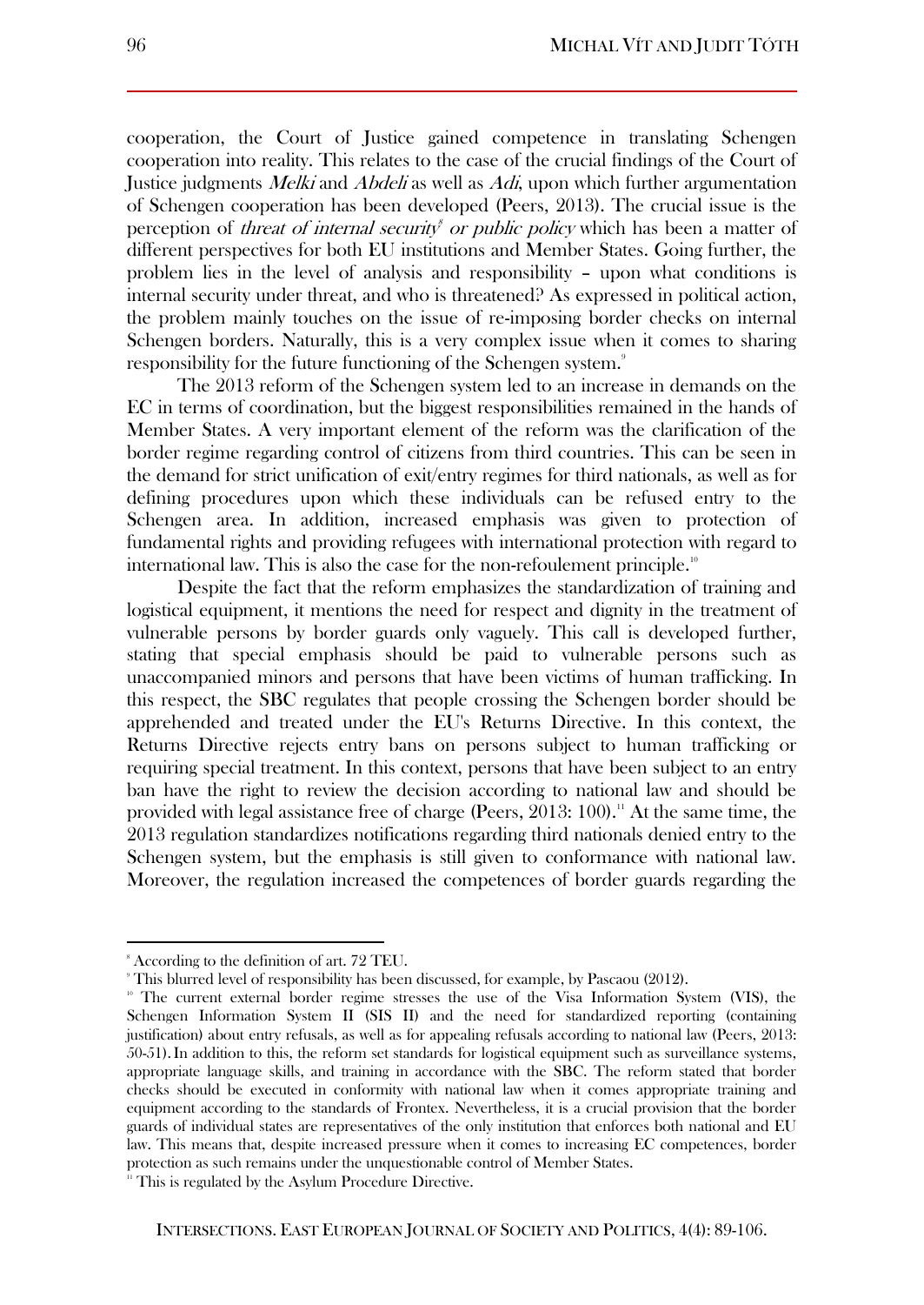cooperation, the Court of Justice gained competence in translating Schengen cooperation into reality. This relates to the case of the crucial findings of the Court of Justice judgments *Melki* and *Abdeli* as well as *Adi*, upon which further argumentation of Schengen cooperation has been developed (Peers, 2013). The crucial issue is the perception of *threat of internal security*[8] *or public policy* which has been a matter of different perspectives for both EU institutions and Member States. Going further, the problem lies in the level of analysis and responsibility – upon what conditions is internal security under threat, and who is threatened? As expressed in political action, the problem mainly touches on the issue of re-imposing border checks on internal Schengen borders. Naturally, this is a very complex issue when it comes to sharing responsibility for the future functioning of the Schengen system.[9]

The 2013 reform of the Schengen system led to an increase in demands on the EC in terms of coordination, but the biggest responsibilities remained in the hands of Member States. A very important element of the reform was the clarification of the border regime regarding control of citizens from third countries. This can be seen in the demand for strict unification of exit/entry regimes for third nationals, as well as for defining procedures upon which these individuals can be refused entry to the Schengen area. In addition, increased emphasis was given to protection of fundamental rights and providing refugees with international protection with regard to international law. This is also the case for the non-refoulement principle.[10]

Despite the fact that the reform emphasizes the standardization of training and logistical equipment, it mentions the need for respect and dignity in the treatment of vulnerable persons by border guards only vaguely. This call is developed further, stating that special emphasis should be paid to vulnerable persons such as unaccompanied minors and persons that have been victims of human trafficking. In this respect, the SBC regulates that people crossing the Schengen border should be apprehended and treated under the EU's Returns Directive. In this context, the Returns Directive rejects entry bans on persons subject to human trafficking or requiring special treatment. In this context, persons that have been subject to an entry ban have the right to review the decision according to national law and should be provided with legal assistance free of charge (Peers, 2013: 100).[11] At the same time, the 2013 regulation standardizes notifications regarding third nationals denied entry to the Schengen system, but the emphasis is still given to conformance with national law. Moreover, the regulation increased the competences of border guards regarding the

---

[8] According to the definition of art. 72 TEU.

[9] This blurred level of responsibility has been discussed, for example, by Pascaou (2012).

[10] The current external border regime stresses the use of the Visa Information System (VIS), the Schengen Information System II (SIS II) and the need for standardized reporting (containing justification) about entry refusals, as well as for appealing refusals according to national law (Peers, 2013: 50-51). In addition to this, the reform set standards for logistical equipment such as surveillance systems, appropriate language skills, and training in accordance with the SBC. The reform stated that border checks should be executed in conformity with national law when it comes appropriate training and equipment according to the standards of Frontex. Nevertheless, it is a crucial provision that the border guards of individual states are representatives of the only institution that enforces both national and EU law. This means that, despite increased pressure when it comes to increasing EC competences, border protection as such remains under the unquestionable control of Member States.

[11] This is regulated by the Asylum Procedure Directive.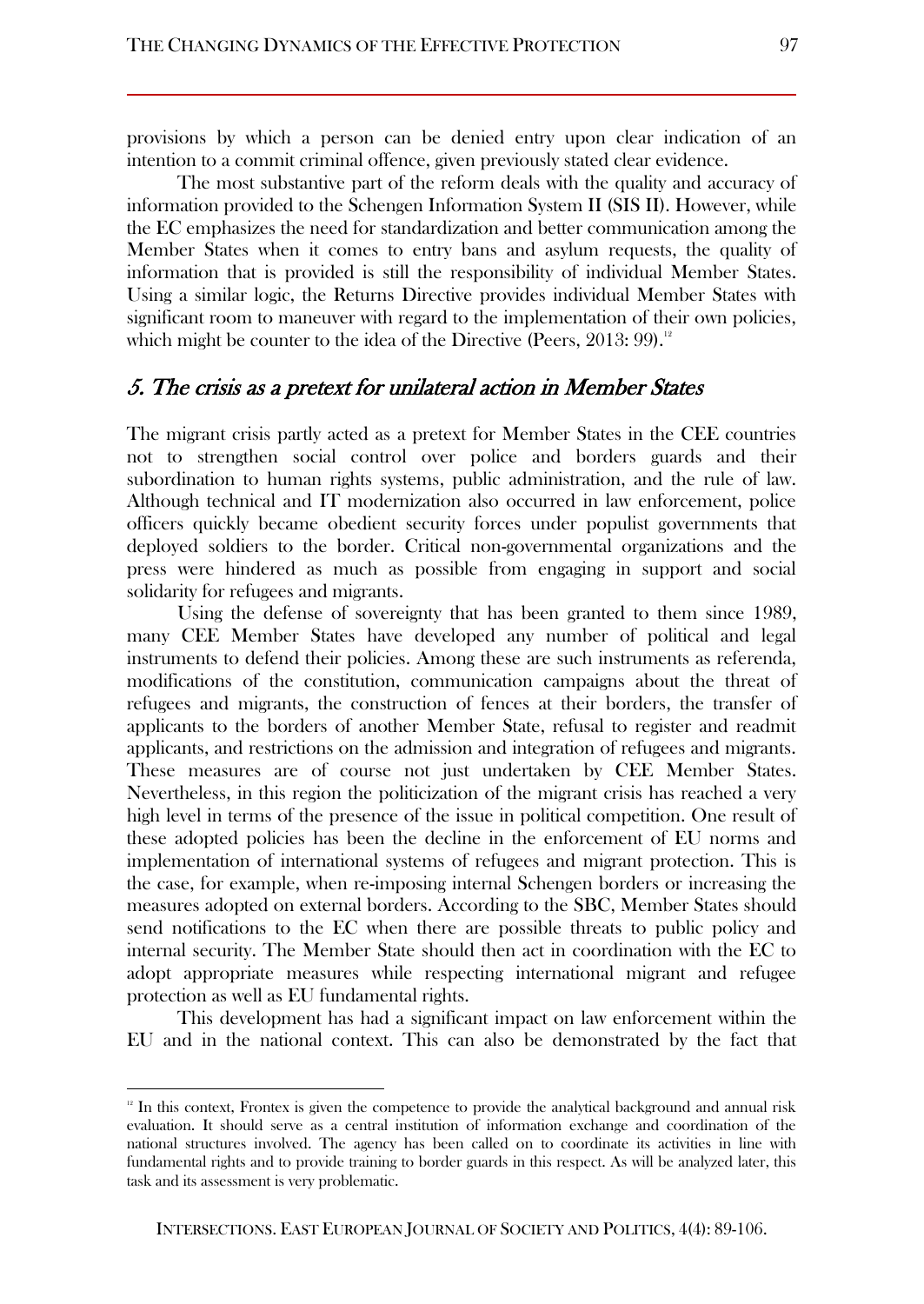provisions by which a person can be denied entry upon clear indication of an intention to a commit criminal offence, given previously stated clear evidence.

The most substantive part of the reform deals with the quality and accuracy of information provided to the Schengen Information System II (SIS II). However, while the EC emphasizes the need for standardization and better communication among the Member States when it comes to entry bans and asylum requests, the quality of information that is provided is still the responsibility of individual Member States. Using a similar logic, the Returns Directive provides individual Member States with significant room to maneuver with regard to the implementation of their own policies, which might be counter to the idea of the Directive (Peers, 2013: 99).[12]

## *5. The crisis as a pretext for unilateral action in Member States*

The migrant crisis partly acted as a pretext for Member States in the CEE countries not to strengthen social control over police and borders guards and their subordination to human rights systems, public administration, and the rule of law. Although technical and IT modernization also occurred in law enforcement, police officers quickly became obedient security forces under populist governments that deployed soldiers to the border. Critical non-governmental organizations and the press were hindered as much as possible from engaging in support and social solidarity for refugees and migrants.

Using the defense of sovereignty that has been granted to them since 1989, many CEE Member States have developed any number of political and legal instruments to defend their policies. Among these are such instruments as referenda, modifications of the constitution, communication campaigns about the threat of refugees and migrants, the construction of fences at their borders, the transfer of applicants to the borders of another Member State, refusal to register and readmit applicants, and restrictions on the admission and integration of refugees and migrants. These measures are of course not just undertaken by CEE Member States. Nevertheless, in this region the politicization of the migrant crisis has reached a very high level in terms of the presence of the issue in political competition. One result of these adopted policies has been the decline in the enforcement of EU norms and implementation of international systems of refugees and migrant protection. This is the case, for example, when re-imposing internal Schengen borders or increasing the measures adopted on external borders. According to the SBC, Member States should send notifications to the EC when there are possible threats to public policy and internal security. The Member State should then act in coordination with the EC to adopt appropriate measures while respecting international migrant and refugee protection as well as EU fundamental rights.

This development has had a significant impact on law enforcement within the EU and in the national context. This can also be demonstrated by the fact that

[12] In this context, Frontex is given the competence to provide the analytical background and annual risk evaluation. It should serve as a central institution of information exchange and coordination of the national structures involved. The agency has been called on to coordinate its activities in line with fundamental rights and to provide training to border guards in this respect. As will be analyzed later, this task and its assessment is very problematic.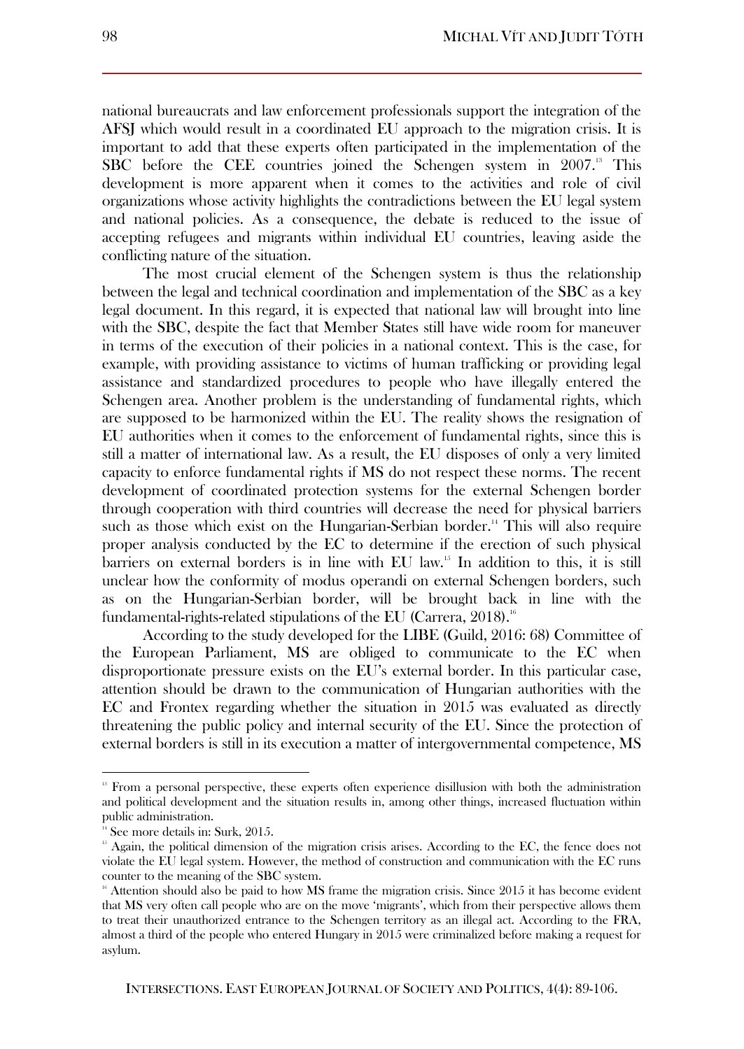national bureaucrats and law enforcement professionals support the integration of the AFSJ which would result in a coordinated EU approach to the migration crisis. It is important to add that these experts often participated in the implementation of the SBC before the CEE countries joined the Schengen system in 2007.[13] This development is more apparent when it comes to the activities and role of civil organizations whose activity highlights the contradictions between the EU legal system and national policies. As a consequence, the debate is reduced to the issue of accepting refugees and migrants within individual EU countries, leaving aside the conflicting nature of the situation.

The most crucial element of the Schengen system is thus the relationship between the legal and technical coordination and implementation of the SBC as a key legal document. In this regard, it is expected that national law will brought into line with the SBC, despite the fact that Member States still have wide room for maneuver in terms of the execution of their policies in a national context. This is the case, for example, with providing assistance to victims of human trafficking or providing legal assistance and standardized procedures to people who have illegally entered the Schengen area. Another problem is the understanding of fundamental rights, which are supposed to be harmonized within the EU. The reality shows the resignation of EU authorities when it comes to the enforcement of fundamental rights, since this is still a matter of international law. As a result, the EU disposes of only a very limited capacity to enforce fundamental rights if MS do not respect these norms. The recent development of coordinated protection systems for the external Schengen border through cooperation with third countries will decrease the need for physical barriers such as those which exist on the Hungarian-Serbian border.[14] This will also require proper analysis conducted by the EC to determine if the erection of such physical barriers on external borders is in line with EU law.[15] In addition to this, it is still unclear how the conformity of modus operandi on external Schengen borders, such as on the Hungarian-Serbian border, will be brought back in line with the fundamental-rights-related stipulations of the EU (Carrera, 2018).[16]

According to the study developed for the LIBE (Guild, 2016: 68) Committee of the European Parliament, MS are obliged to communicate to the EC when disproportionate pressure exists on the EU's external border. In this particular case, attention should be drawn to the communication of Hungarian authorities with the EC and Frontex regarding whether the situation in 2015 was evaluated as directly threatening the public policy and internal security of the EU. Since the protection of external borders is still in its execution a matter of intergovernmental competence, MS

---

[13] From a personal perspective, these experts often experience disillusion with both the administration and political development and the situation results in, among other things, increased fluctuation within public administration.

[14] See more details in: Surk, 2015.

[15] Again, the political dimension of the migration crisis arises. According to the EC, the fence does not violate the EU legal system. However, the method of construction and communication with the EC runs counter to the meaning of the SBC system.

[16] Attention should also be paid to how MS frame the migration crisis. Since 2015 it has become evident that MS very often call people who are on the move 'migrants', which from their perspective allows them to treat their unauthorized entrance to the Schengen territory as an illegal act. According to the FRA, almost a third of the people who entered Hungary in 2015 were criminalized before making a request for asylum.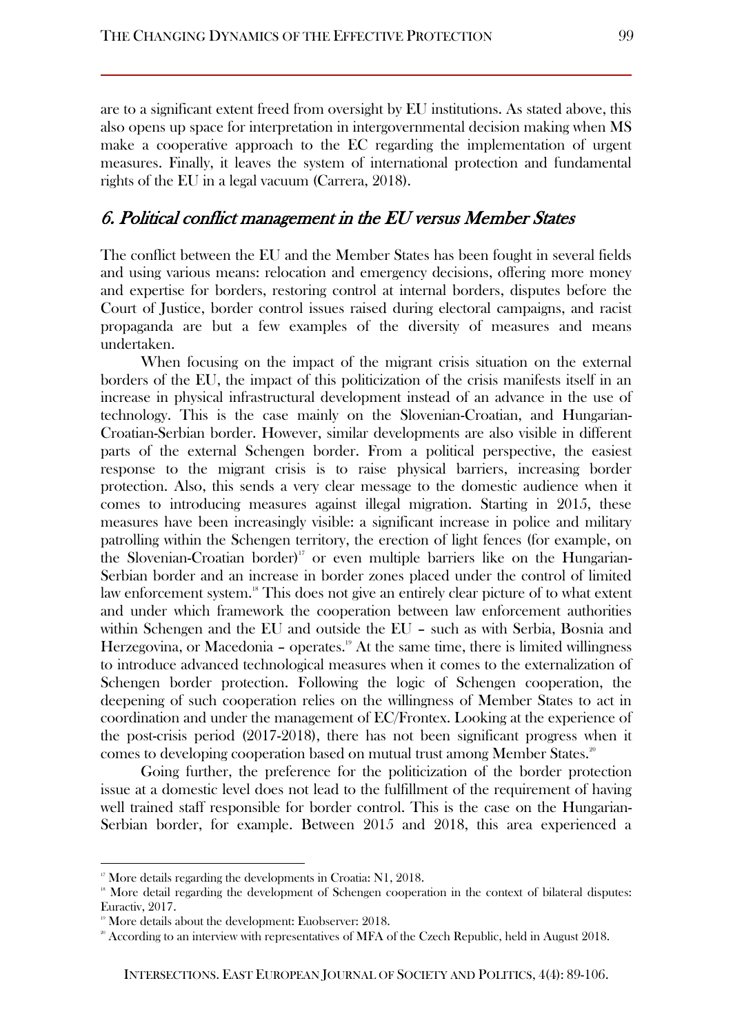are to a significant extent freed from oversight by EU institutions. As stated above, this also opens up space for interpretation in intergovernmental decision making when MS make a cooperative approach to the EC regarding the implementation of urgent measures. Finally, it leaves the system of international protection and fundamental rights of the EU in a legal vacuum (Carrera, 2018).

## *6. Political conflict management in the EU versus Member States*

The conflict between the EU and the Member States has been fought in several fields and using various means: relocation and emergency decisions, offering more money and expertise for borders, restoring control at internal borders, disputes before the Court of Justice, border control issues raised during electoral campaigns, and racist propaganda are but a few examples of the diversity of measures and means undertaken.

When focusing on the impact of the migrant crisis situation on the external borders of the EU, the impact of this politicization of the crisis manifests itself in an increase in physical infrastructural development instead of an advance in the use of technology. This is the case mainly on the Slovenian-Croatian, and Hungarian-Croatian-Serbian border. However, similar developments are also visible in different parts of the external Schengen border. From a political perspective, the easiest response to the migrant crisis is to raise physical barriers, increasing border protection. Also, this sends a very clear message to the domestic audience when it comes to introducing measures against illegal migration. Starting in 2015, these measures have been increasingly visible: a significant increase in police and military patrolling within the Schengen territory, the erection of light fences (for example, on the Slovenian-Croatian border)[17] or even multiple barriers like on the Hungarian-Serbian border and an increase in border zones placed under the control of limited law enforcement system.[18] This does not give an entirely clear picture of to what extent and under which framework the cooperation between law enforcement authorities within Schengen and the EU and outside the EU – such as with Serbia, Bosnia and Herzegovina, or Macedonia – operates.[19] At the same time, there is limited willingness to introduce advanced technological measures when it comes to the externalization of Schengen border protection. Following the logic of Schengen cooperation, the deepening of such cooperation relies on the willingness of Member States to act in coordination and under the management of EC/Frontex. Looking at the experience of the post-crisis period (2017-2018), there has not been significant progress when it comes to developing cooperation based on mutual trust among Member States.[20]

Going further, the preference for the politicization of the border protection issue at a domestic level does not lead to the fulfillment of the requirement of having well trained staff responsible for border control. This is the case on the Hungarian-Serbian border, for example. Between 2015 and 2018, this area experienced a

---

[17] More details regarding the developments in Croatia: N1, 2018.

[18] More detail regarding the development of Schengen cooperation in the context of bilateral disputes: Euractiv, 2017.

[19] More details about the development: Euobserver: 2018.

[20] According to an interview with representatives of MFA of the Czech Republic, held in August 2018.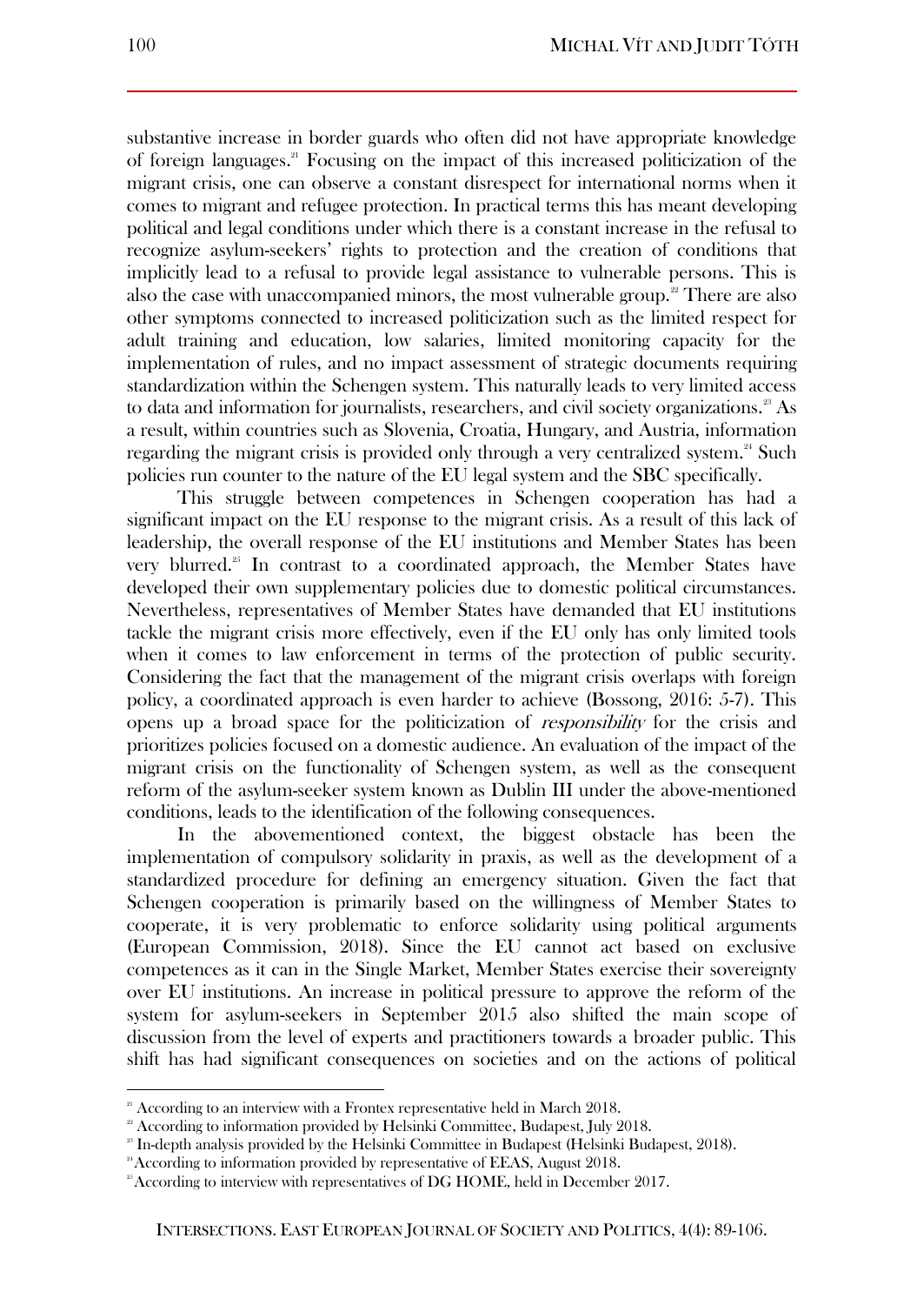substantive increase in border guards who often did not have appropriate knowledge of foreign languages.[21] Focusing on the impact of this increased politicization of the migrant crisis, one can observe a constant disrespect for international norms when it comes to migrant and refugee protection. In practical terms this has meant developing political and legal conditions under which there is a constant increase in the refusal to recognize asylum-seekers' rights to protection and the creation of conditions that implicitly lead to a refusal to provide legal assistance to vulnerable persons. This is also the case with unaccompanied minors, the most vulnerable group.[22] There are also other symptoms connected to increased politicization such as the limited respect for adult training and education, low salaries, limited monitoring capacity for the implementation of rules, and no impact assessment of strategic documents requiring standardization within the Schengen system. This naturally leads to very limited access to data and information for journalists, researchers, and civil society organizations.[23] As a result, within countries such as Slovenia, Croatia, Hungary, and Austria, information regarding the migrant crisis is provided only through a very centralized system.[24] Such policies run counter to the nature of the EU legal system and the SBC specifically.

This struggle between competences in Schengen cooperation has had a significant impact on the EU response to the migrant crisis. As a result of this lack of leadership, the overall response of the EU institutions and Member States has been very blurred.[25] In contrast to a coordinated approach, the Member States have developed their own supplementary policies due to domestic political circumstances. Nevertheless, representatives of Member States have demanded that EU institutions tackle the migrant crisis more effectively, even if the EU only has only limited tools when it comes to law enforcement in terms of the protection of public security. Considering the fact that the management of the migrant crisis overlaps with foreign policy, a coordinated approach is even harder to achieve (Bossong, 2016: 5-7). This opens up a broad space for the politicization of *responsibility* for the crisis and prioritizes policies focused on a domestic audience. An evaluation of the impact of the migrant crisis on the functionality of Schengen system, as well as the consequent reform of the asylum-seeker system known as Dublin III under the above-mentioned conditions, leads to the identification of the following consequences.

In the abovementioned context, the biggest obstacle has been the implementation of compulsory solidarity in praxis, as well as the development of a standardized procedure for defining an emergency situation. Given the fact that Schengen cooperation is primarily based on the willingness of Member States to cooperate, it is very problematic to enforce solidarity using political arguments (European Commission, 2018). Since the EU cannot act based on exclusive competences as it can in the Single Market, Member States exercise their sovereignty over EU institutions. An increase in political pressure to approve the reform of the system for asylum-seekers in September 2015 also shifted the main scope of discussion from the level of experts and practitioners towards a broader public. This shift has had significant consequences on societies and on the actions of political

---

[21] According to an interview with a Frontex representative held in March 2018.

[22] According to information provided by Helsinki Committee, Budapest, July 2018.

[23] In-depth analysis provided by the Helsinki Committee in Budapest (Helsinki Budapest, 2018).

[24] According to information provided by representative of EEAS, August 2018.

[25] According to interview with representatives of DG HOME, held in December 2017.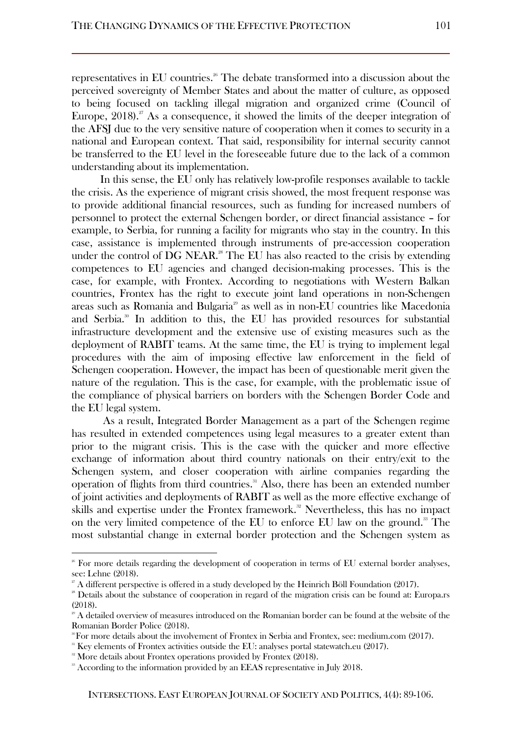representatives in EU countries.[26] The debate transformed into a discussion about the perceived sovereignty of Member States and about the matter of culture, as opposed to being focused on tackling illegal migration and organized crime (Council of Europe, 2018).[27] As a consequence, it showed the limits of the deeper integration of the AFSJ due to the very sensitive nature of cooperation when it comes to security in a national and European context. That said, responsibility for internal security cannot be transferred to the EU level in the foreseeable future due to the lack of a common understanding about its implementation.

In this sense, the EU only has relatively low-profile responses available to tackle the crisis. As the experience of migrant crisis showed, the most frequent response was to provide additional financial resources, such as funding for increased numbers of personnel to protect the external Schengen border, or direct financial assistance – for example, to Serbia, for running a facility for migrants who stay in the country. In this case, assistance is implemented through instruments of pre-accession cooperation under the control of DG NEAR.[28] The EU has also reacted to the crisis by extending competences to EU agencies and changed decision-making processes. This is the case, for example, with Frontex. According to negotiations with Western Balkan countries, Frontex has the right to execute joint land operations in non-Schengen areas such as Romania and Bulgaria[29] as well as in non-EU countries like Macedonia and Serbia.[30] In addition to this, the EU has provided resources for substantial infrastructure development and the extensive use of existing measures such as the deployment of RABIT teams. At the same time, the EU is trying to implement legal procedures with the aim of imposing effective law enforcement in the field of Schengen cooperation. However, the impact has been of questionable merit given the nature of the regulation. This is the case, for example, with the problematic issue of the compliance of physical barriers on borders with the Schengen Border Code and the EU legal system.

As a result, Integrated Border Management as a part of the Schengen regime has resulted in extended competences using legal measures to a greater extent than prior to the migrant crisis. This is the case with the quicker and more effective exchange of information about third country nationals on their entry/exit to the Schengen system, and closer cooperation with airline companies regarding the operation of flights from third countries.[31] Also, there has been an extended number of joint activities and deployments of RABIT as well as the more effective exchange of skills and expertise under the Frontex framework.[32] Nevertheless, this has no impact on the very limited competence of the EU to enforce EU law on the ground.[33] The most substantial change in external border protection and the Schengen system as

---

[26] For more details regarding the development of cooperation in terms of EU external border analyses, see: Lehne (2018).

[27] A different perspective is offered in a study developed by the Heinrich Böll Foundation (2017).

[28] Details about the substance of cooperation in regard of the migration crisis can be found at: Europa.rs (2018).

[29] A detailed overview of measures introduced on the Romanian border can be found at the website of the Romanian Border Police (2018).

[30] For more details about the involvement of Frontex in Serbia and Frontex, see: medium.com (2017).

[31] Key elements of Frontex activities outside the EU: analyses portal statewatch.eu (2017).

[32] More details about Frontex operations provided by Frontex (2018).

[33] According to the information provided by an EEAS representative in July 2018.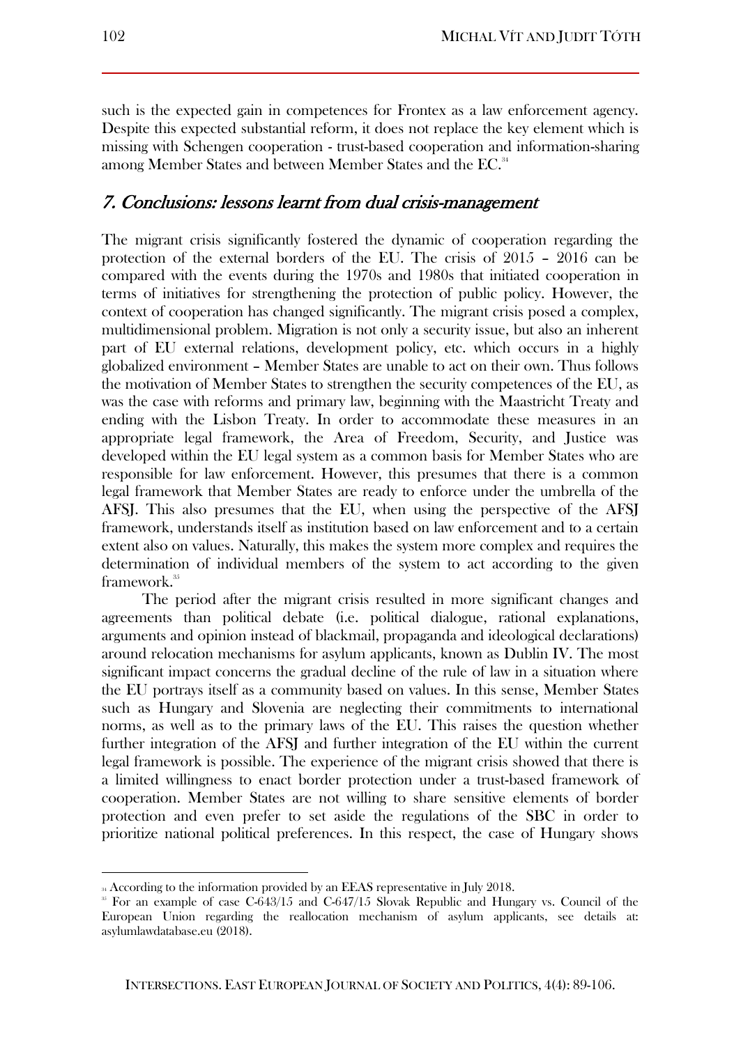such is the expected gain in competences for Frontex as a law enforcement agency. Despite this expected substantial reform, it does not replace the key element which is missing with Schengen cooperation - trust-based cooperation and information-sharing among Member States and between Member States and the EC.[34]

## *7. Conclusions: lessons learnt from dual crisis-management*

The migrant crisis significantly fostered the dynamic of cooperation regarding the protection of the external borders of the EU. The crisis of 2015 – 2016 can be compared with the events during the 1970s and 1980s that initiated cooperation in terms of initiatives for strengthening the protection of public policy. However, the context of cooperation has changed significantly. The migrant crisis posed a complex, multidimensional problem. Migration is not only a security issue, but also an inherent part of EU external relations, development policy, etc. which occurs in a highly globalized environment – Member States are unable to act on their own. Thus follows the motivation of Member States to strengthen the security competences of the EU, as was the case with reforms and primary law, beginning with the Maastricht Treaty and ending with the Lisbon Treaty. In order to accommodate these measures in an appropriate legal framework, the Area of Freedom, Security, and Justice was developed within the EU legal system as a common basis for Member States who are responsible for law enforcement. However, this presumes that there is a common legal framework that Member States are ready to enforce under the umbrella of the AFSJ. This also presumes that the EU, when using the perspective of the AFSJ framework, understands itself as institution based on law enforcement and to a certain extent also on values. Naturally, this makes the system more complex and requires the determination of individual members of the system to act according to the given framework.[35]

The period after the migrant crisis resulted in more significant changes and agreements than political debate (i.e. political dialogue, rational explanations, arguments and opinion instead of blackmail, propaganda and ideological declarations) around relocation mechanisms for asylum applicants, known as Dublin IV. The most significant impact concerns the gradual decline of the rule of law in a situation where the EU portrays itself as a community based on values. In this sense, Member States such as Hungary and Slovenia are neglecting their commitments to international norms, as well as to the primary laws of the EU. This raises the question whether further integration of the AFSJ and further integration of the EU within the current legal framework is possible. The experience of the migrant crisis showed that there is a limited willingness to enact border protection under a trust-based framework of cooperation. Member States are not willing to share sensitive elements of border protection and even prefer to set aside the regulations of the SBC in order to prioritize national political preferences. In this respect, the case of Hungary shows

---

[34] According to the information provided by an EEAS representative in July 2018.

[35] For an example of case C-643/15 and C-647/15 Slovak Republic and Hungary vs. Council of the European Union regarding the reallocation mechanism of asylum applicants, see details at: asylumlawdatabase.eu (2018).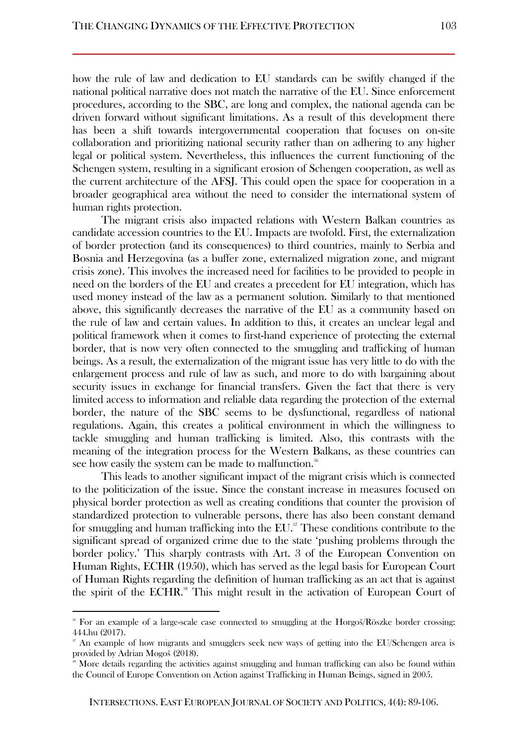how the rule of law and dedication to EU standards can be swiftly changed if the national political narrative does not match the narrative of the EU. Since enforcement procedures, according to the SBC, are long and complex, the national agenda can be driven forward without significant limitations. As a result of this development there has been a shift towards intergovernmental cooperation that focuses on on-site collaboration and prioritizing national security rather than on adhering to any higher legal or political system. Nevertheless, this influences the current functioning of the Schengen system, resulting in a significant erosion of Schengen cooperation, as well as the current architecture of the AFSJ. This could open the space for cooperation in a broader geographical area without the need to consider the international system of human rights protection.

The migrant crisis also impacted relations with Western Balkan countries as candidate accession countries to the EU. Impacts are twofold. First, the externalization of border protection (and its consequences) to third countries, mainly to Serbia and Bosnia and Herzegovina (as a buffer zone, externalized migration zone, and migrant crisis zone). This involves the increased need for facilities to be provided to people in need on the borders of the EU and creates a precedent for EU integration, which has used money instead of the law as a permanent solution. Similarly to that mentioned above, this significantly decreases the narrative of the EU as a community based on the rule of law and certain values. In addition to this, it creates an unclear legal and political framework when it comes to first-hand experience of protecting the external border, that is now very often connected to the smuggling and trafficking of human beings. As a result, the externalization of the migrant issue has very little to do with the enlargement process and rule of law as such, and more to do with bargaining about security issues in exchange for financial transfers. Given the fact that there is very limited access to information and reliable data regarding the protection of the external border, the nature of the SBC seems to be dysfunctional, regardless of national regulations. Again, this creates a political environment in which the willingness to tackle smuggling and human trafficking is limited. Also, this contrasts with the meaning of the integration process for the Western Balkans, as these countries can see how easily the system can be made to malfunction.[36]

This leads to another significant impact of the migrant crisis which is connected to the politicization of the issue. Since the constant increase in measures focused on physical border protection as well as creating conditions that counter the provision of standardized protection to vulnerable persons, there has also been constant demand for smuggling and human trafficking into the EU.[37] These conditions contribute to the significant spread of organized crime due to the state 'pushing problems through the border policy.' This sharply contrasts with Art. 3 of the European Convention on Human Rights, ECHR (1950), which has served as the legal basis for European Court of Human Rights regarding the definition of human trafficking as an act that is against the spirit of the ECHR.[38] This might result in the activation of European Court of

[36] For an example of a large-scale case connected to smuggling at the Horgoš/Röszke border crossing: 444.hu (2017).

[37] An example of how migrants and smugglers seek new ways of getting into the EU/Schengen area is provided by Adrian Mogoš (2018).

[38] More details regarding the activities against smuggling and human trafficking can also be found within the Council of Europe Convention on Action against Trafficking in Human Beings, signed in 2005.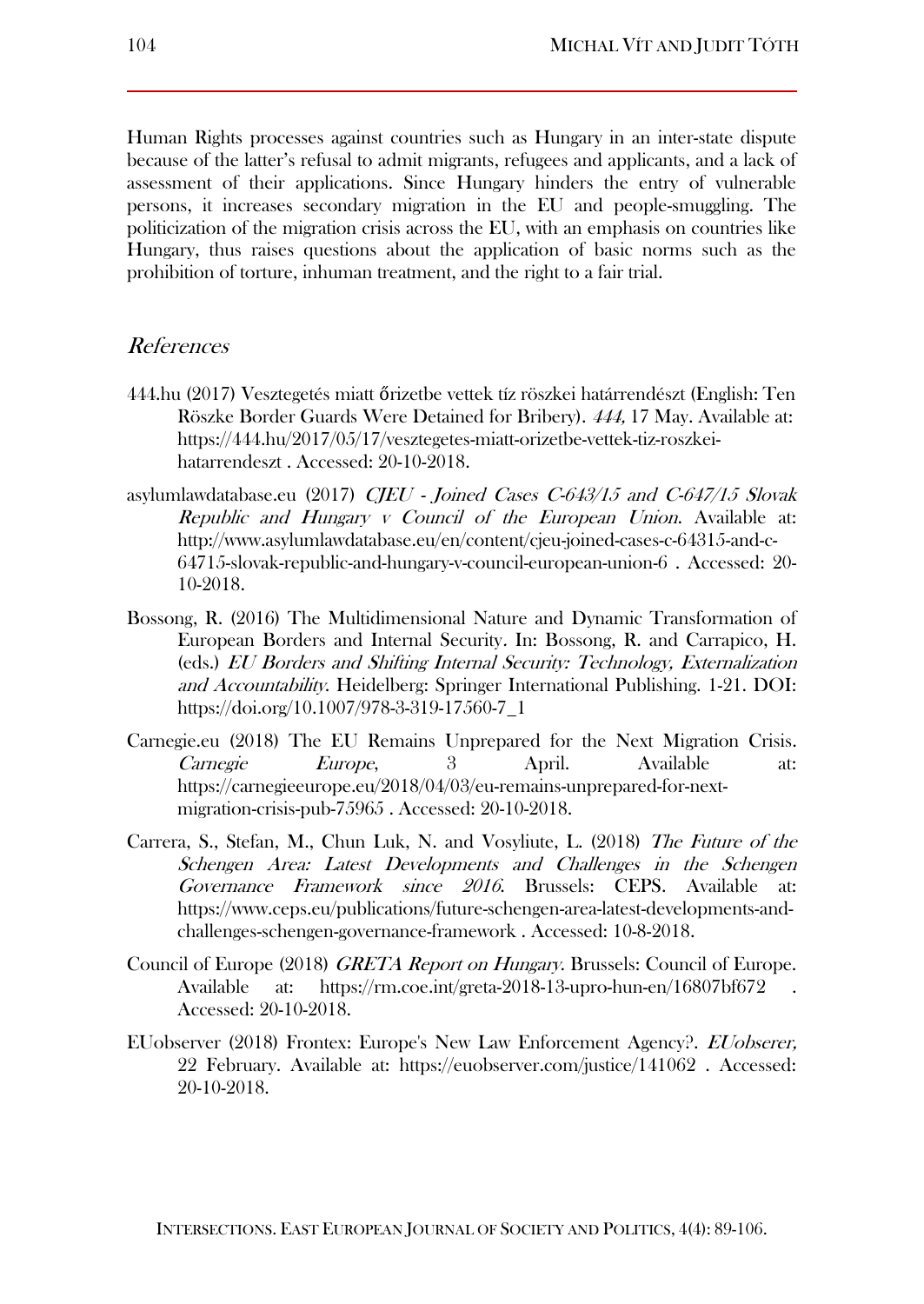Human Rights processes against countries such as Hungary in an inter-state dispute because of the latter's refusal to admit migrants, refugees and applicants, and a lack of assessment of their applications. Since Hungary hinders the entry of vulnerable persons, it increases secondary migration in the EU and people-smuggling. The politicization of the migration crisis across the EU, with an emphasis on countries like Hungary, thus raises questions about the application of basic norms such as the prohibition of torture, inhuman treatment, and the right to a fair trial.

## *References*

444.hu (2017) Vesztegetés miatt őrizetbe vettek tíz röszkei határrendészt (English: Ten Röszke Border Guards Were Detained for Bribery). *444,* 17 May. Available at: https://444.hu/2017/05/17/vesztegetes-miatt-orizetbe-vettek-tiz-roszkei-hatarrendeszt . Accessed: 20-10-2018.

asylumlawdatabase.eu (2017) *CJEU - Joined Cases C-643/15 and C-647/15 Slovak Republic and Hungary v Council of the European Union*. Available at: http://www.asylumlawdatabase.eu/en/content/cjeu-joined-cases-c-64315-and-c-64715-slovak-republic-and-hungary-v-council-european-union-6 . Accessed: 20-10-2018.

Bossong, R. (2016) The Multidimensional Nature and Dynamic Transformation of European Borders and Internal Security. In: Bossong, R. and Carrapico, H. (eds.) *EU Borders and Shifting Internal Security: Technology, Externalization and Accountability*. Heidelberg: Springer International Publishing. 1-21. DOI: https://doi.org/10.1007/978-3-319-17560-7_1

Carnegie.eu (2018) The EU Remains Unprepared for the Next Migration Crisis. *Carnegie Europe*, 3 April. Available at: https://carnegieeurope.eu/2018/04/03/eu-remains-unprepared-for-next-migration-crisis-pub-75965 . Accessed: 20-10-2018.

Carrera, S., Stefan, M., Chun Luk, N. and Vosyliute, L. (2018) *The Future of the Schengen Area: Latest Developments and Challenges in the Schengen Governance Framework since 2016*. Brussels: CEPS. Available at: https://www.ceps.eu/publications/future-schengen-area-latest-developments-and-challenges-schengen-governance-framework . Accessed: 10-8-2018.

Council of Europe (2018) *GRETA Report on Hungary*. Brussels: Council of Europe. Available at: https://rm.coe.int/greta-2018-13-upro-hun-en/16807bf672 . Accessed: 20-10-2018.

EUobserver (2018) Frontex: Europe's New Law Enforcement Agency?. *EUobserer,* 22 February. Available at: https://euobserver.com/justice/141062 . Accessed: 20-10-2018.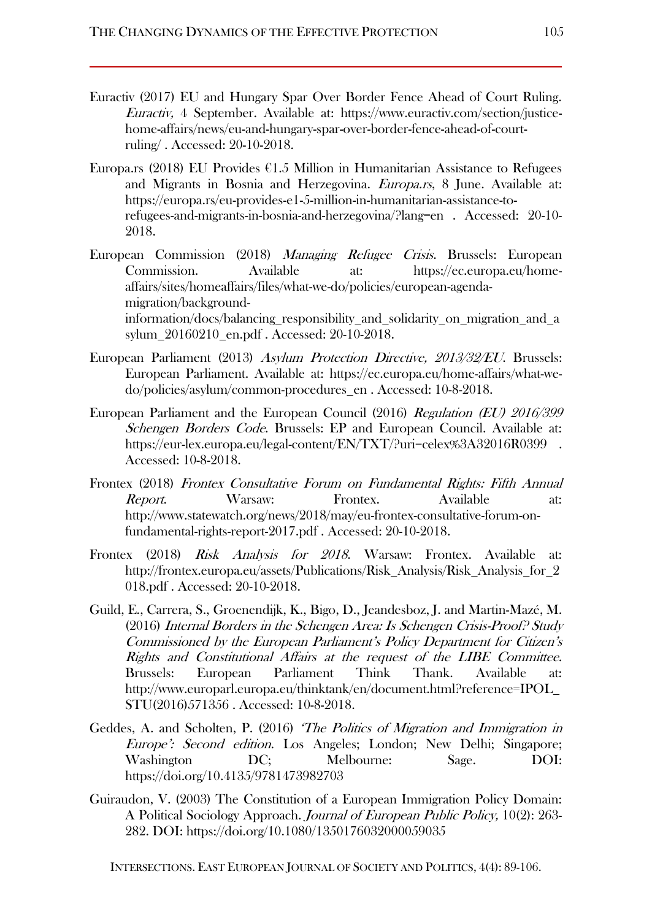Euractiv (2017) EU and Hungary Spar Over Border Fence Ahead of Court Ruling. *Euractiv,* 4 September. Available at: https://www.euractiv.com/section/justice-home-affairs/news/eu-and-hungary-spar-over-border-fence-ahead-of-court-ruling/ . Accessed: 20-10-2018.

Europa.rs (2018) EU Provides €1.5 Million in Humanitarian Assistance to Refugees and Migrants in Bosnia and Herzegovina. *Europa.rs*, 8 June. Available at: https://europa.rs/eu-provides-e1-5-million-in-humanitarian-assistance-to-refugees-and-migrants-in-bosnia-and-herzegovina/?lang=en . Accessed: 20-10-2018.

European Commission (2018) *Managing Refugee Crisis*. Brussels: European Commission. Available at: https://ec.europa.eu/home-affairs/sites/homeaffairs/files/what-we-do/policies/european-agenda-migration/background-information/docs/balancing_responsibility_and_solidarity_on_migration_and_asylum_20160210_en.pdf . Accessed: 20-10-2018.

European Parliament (2013) *Asylum Protection Directive, 2013/32/EU*. Brussels: European Parliament. Available at: https://ec.europa.eu/home-affairs/what-we-do/policies/asylum/common-procedures_en . Accessed: 10-8-2018.

European Parliament and the European Council (2016) *Regulation (EU) 2016/399 Schengen Borders Code*. Brussels: EP and European Council. Available at: https://eur-lex.europa.eu/legal-content/EN/TXT/?uri=celex%3A32016R0399 . Accessed: 10-8-2018.

Frontex (2018) *Frontex Consultative Forum on Fundamental Rights: Fifth Annual Report*. Warsaw: Frontex. Available at: http://www.statewatch.org/news/2018/may/eu-frontex-consultative-forum-on-fundamental-rights-report-2017.pdf . Accessed: 20-10-2018.

Frontex (2018) *Risk Analysis for 2018*. Warsaw: Frontex. Available at: http://frontex.europa.eu/assets/Publications/Risk_Analysis/Risk_Analysis_for_2018.pdf . Accessed: 20-10-2018.

Guild, E., Carrera, S., Groenendijk, K., Bigo, D., Jeandesboz, J. and Martin-Mazé, M. (2016) *Internal Borders in the Schengen Area: Is Schengen Crisis-Proof? Study Commissioned by the European Parliament's Policy Department for Citizen's Rights and Constitutional Affairs at the request of the LIBE Committee*. Brussels: European Parliament Think Thank. Available at: http://www.europarl.europa.eu/thinktank/en/document.html?reference=IPOL_STU(2016)571356 . Accessed: 10-8-2018.

Geddes, A. and Scholten, P. (2016) *'The Politics of Migration and Immigration in Europe': Second edition*. Los Angeles; London; New Delhi; Singapore; Washington DC; Melbourne: Sage. DOI: https://doi.org/10.4135/9781473982703

Guiraudon, V. (2003) The Constitution of a European Immigration Policy Domain: A Political Sociology Approach. *Journal of European Public Policy,* 10(2): 263-282. DOI: https://doi.org/10.1080/1350176032000059035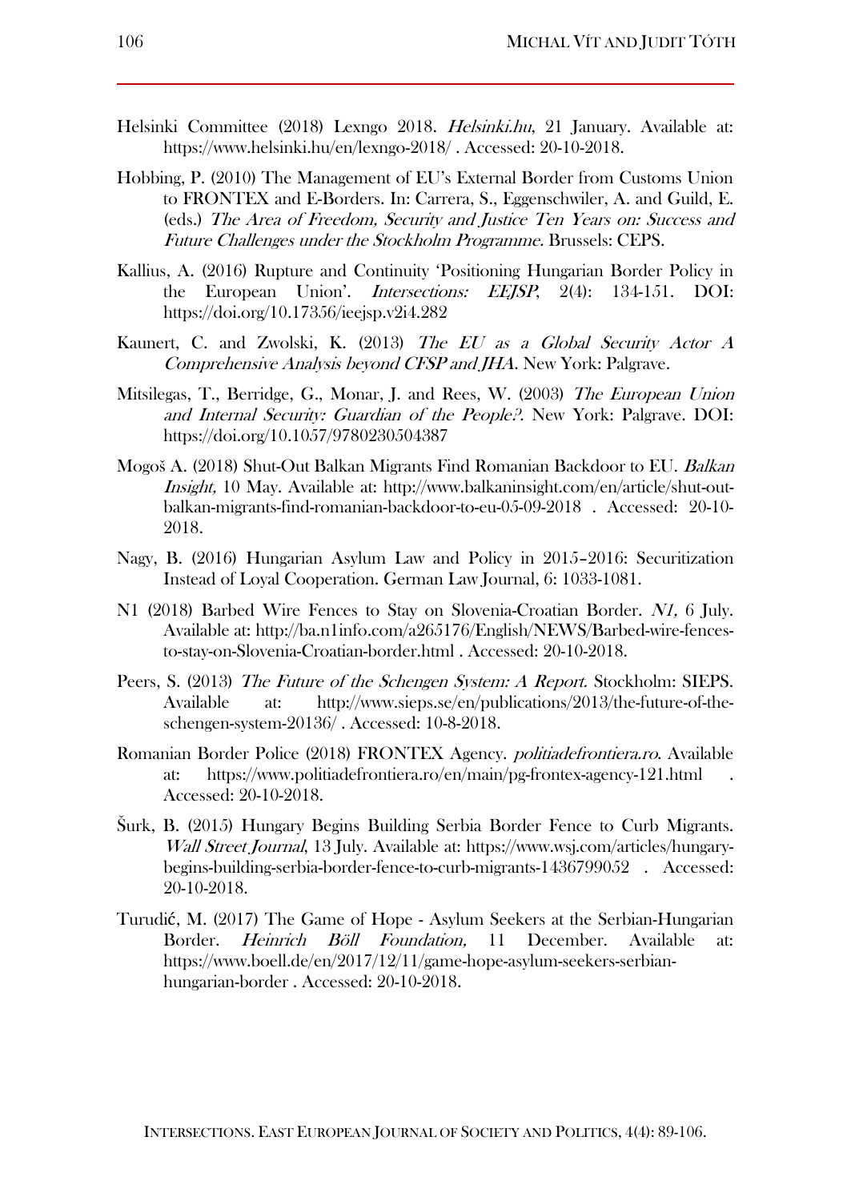Helsinki Committee (2018) Lexngo 2018. *Helsinki.hu*, 21 January. Available at: https://www.helsinki.hu/en/lexngo-2018/ . Accessed: 20-10-2018.

Hobbing, P. (2010) The Management of EU's External Border from Customs Union to FRONTEX and E-Borders. In: Carrera, S., Eggenschwiler, A. and Guild, E. (eds.) *The Area of Freedom, Security and Justice Ten Years on: Success and Future Challenges under the Stockholm Programme.* Brussels: CEPS.

Kallius, A. (2016) Rupture and Continuity 'Positioning Hungarian Border Policy in the European Union'. *Intersections: EEJSP*, 2(4): 134-151. DOI: https://doi.org/10.17356/ieejsp.v2i4.282

Kaunert, C. and Zwolski, K. (2013) *The EU as a Global Security Actor A Comprehensive Analysis beyond CFSP and JHA*. New York: Palgrave.

Mitsilegas, T., Berridge, G., Monar, J. and Rees, W. (2003) *The European Union and Internal Security: Guardian of the People?.* New York: Palgrave. DOI: https://doi.org/10.1057/9780230504387

Mogoš A. (2018) Shut-Out Balkan Migrants Find Romanian Backdoor to EU. *Balkan Insight,* 10 May. Available at: http://www.balkaninsight.com/en/article/shut-out-balkan-migrants-find-romanian-backdoor-to-eu-05-09-2018 . Accessed: 20-10-2018.

Nagy, B. (2016) Hungarian Asylum Law and Policy in 2015–2016: Securitization Instead of Loyal Cooperation. German Law Journal, 6: 1033-1081.

N1 (2018) Barbed Wire Fences to Stay on Slovenia-Croatian Border. *N1,* 6 July. Available at: http://ba.n1info.com/a265176/English/NEWS/Barbed-wire-fences-to-stay-on-Slovenia-Croatian-border.html . Accessed: 20-10-2018.

Peers, S. (2013) *The Future of the Schengen System: A Report.* Stockholm: SIEPS. Available at: http://www.sieps.se/en/publications/2013/the-future-of-the-schengen-system-20136/ . Accessed: 10-8-2018.

Romanian Border Police (2018) FRONTEX Agency. *politiadefrontiera.ro*. Available at: https://www.politiadefrontiera.ro/en/main/pg-frontex-agency-121.html . Accessed: 20-10-2018.

Šurk, B. (2015) Hungary Begins Building Serbia Border Fence to Curb Migrants. *Wall Street Journal*, 13 July. Available at: https://www.wsj.com/articles/hungary-begins-building-serbia-border-fence-to-curb-migrants-1436799052 . Accessed: 20-10-2018.

Turudić, M. (2017) The Game of Hope - Asylum Seekers at the Serbian-Hungarian Border. *Heinrich Böll Foundation,* 11 December. Available at: https://www.boell.de/en/2017/12/11/game-hope-asylum-seekers-serbian-hungarian-border . Accessed: 20-10-2018.